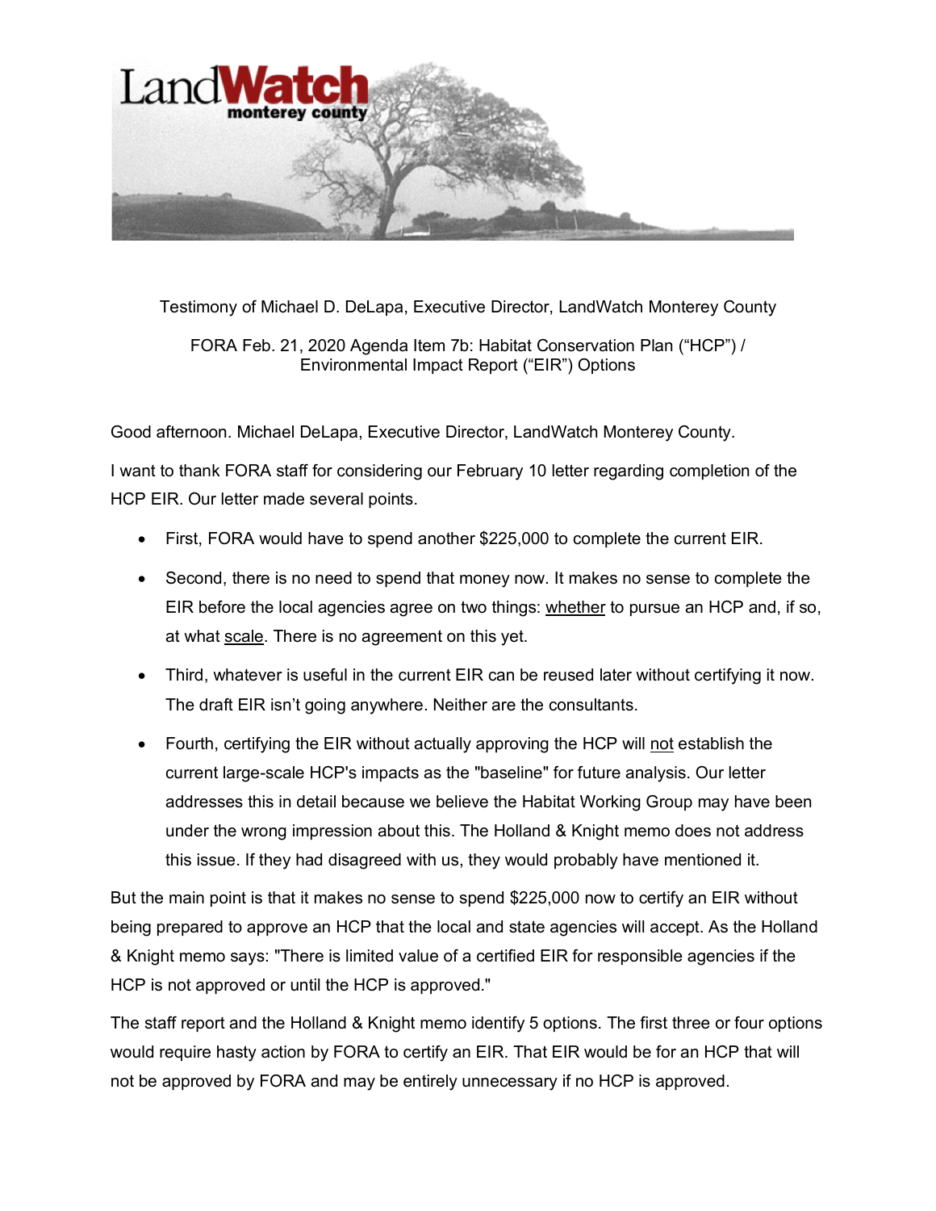Testimony of Michael D. DeLapa, Executive Director, LandWatch Monterey County

FORA Feb. 21, 2020 Agenda Item 7b: Habitat Conservation Plan ("HCP") / Environmental Impact Report ("EIR") Options

Good afternoon. Michael DeLapa, Executive Director, LandWatch Monterey County.

I want to thank FORA staff for considering our February 10 letter regarding completion of the HCP EIR. Our letter made several points.

- First, FORA would have to spend another $225,000 to complete the current EIR.
- Second, there is no need to spend that money now. It makes no sense to complete the EIR before the local agencies agree on two things: <u>whether</u> to pursue an HCP and, if so, at what <u>scale</u>. There is no agreement on this yet.
- Third, whatever is useful in the current EIR can be reused later without certifying it now. The draft EIR isn't going anywhere. Neither are the consultants.
- Fourth, certifying the EIR without actually approving the HCP will <u>not</u> establish the current large-scale HCP's impacts as the "baseline" for future analysis. Our letter addresses this in detail because we believe the Habitat Working Group may have been under the wrong impression about this. The Holland & Knight memo does not address this issue. If they had disagreed with us, they would probably have mentioned it.

But the main point is that it makes no sense to spend $225,000 now to certify an EIR without being prepared to approve an HCP that the local and state agencies will accept. As the Holland & Knight memo says: "There is limited value of a certified EIR for responsible agencies if the HCP is not approved or until the HCP is approved."

The staff report and the Holland & Knight memo identify 5 options. The first three or four options would require hasty action by FORA to certify an EIR. That EIR would be for an HCP that will not be approved by FORA and may be entirely unnecessary if no HCP is approved.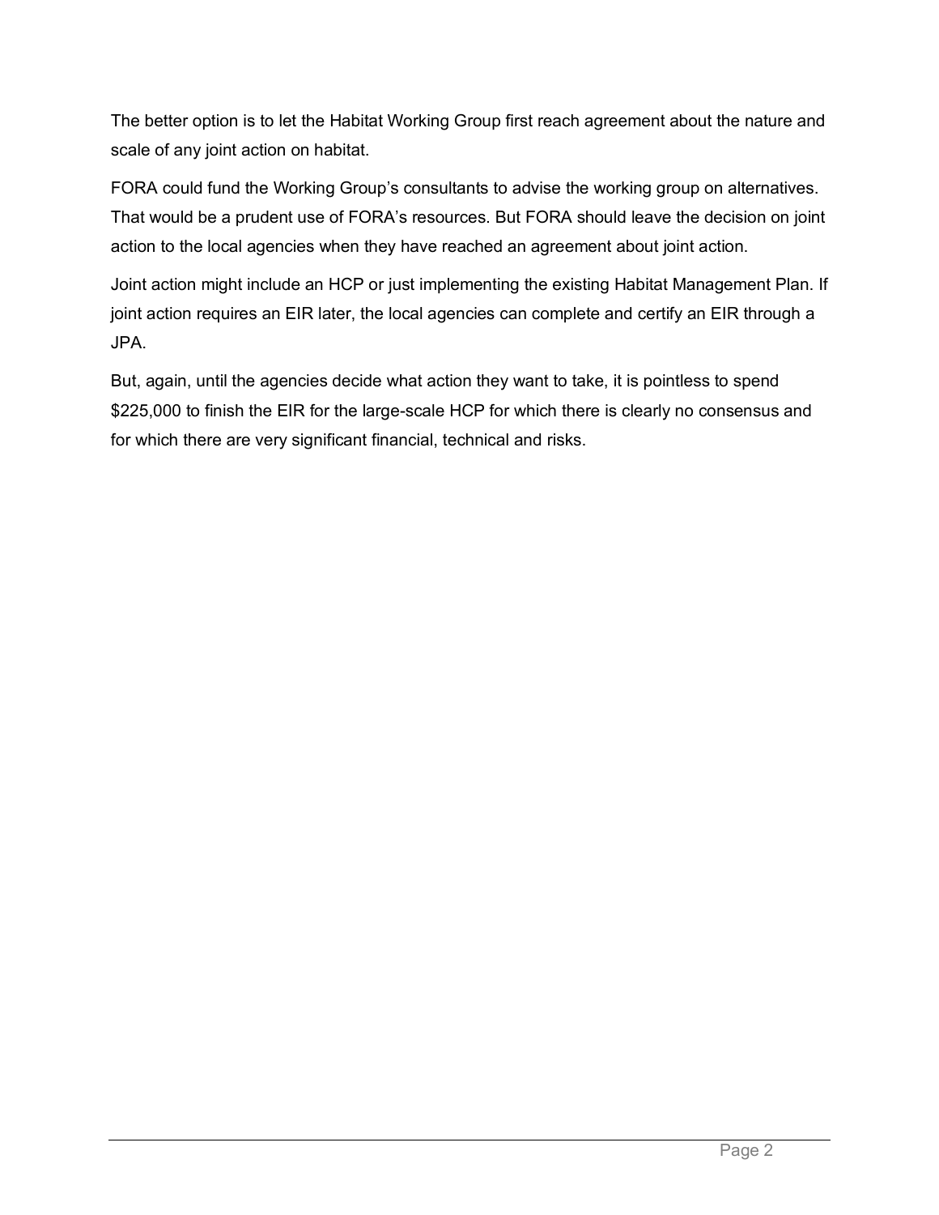The better option is to let the Habitat Working Group first reach agreement about the nature and scale of any joint action on habitat.

FORA could fund the Working Group's consultants to advise the working group on alternatives. That would be a prudent use of FORA's resources. But FORA should leave the decision on joint action to the local agencies when they have reached an agreement about joint action.

Joint action might include an HCP or just implementing the existing Habitat Management Plan. If joint action requires an EIR later, the local agencies can complete and certify an EIR through a JPA.

But, again, until the agencies decide what action they want to take, it is pointless to spend $225,000 to finish the EIR for the large-scale HCP for which there is clearly no consensus and for which there are very significant financial, technical and risks.